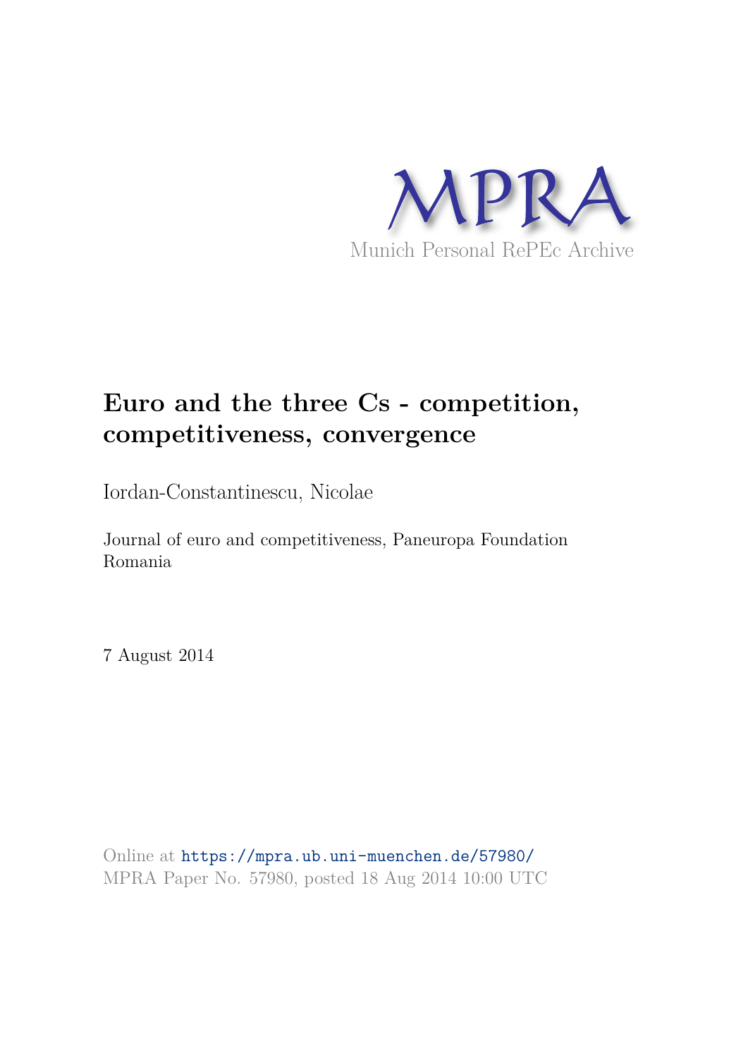MPRA

Munich Personal RePEc Archive

# Euro and the three Cs - competition, competitiveness, convergence

Iordan-Constantinescu, Nicolae

Journal of euro and competitiveness, Paneuropa Foundation Romania

7 August 2014

Online at https://mpra.ub.uni-muenchen.de/57980/
MPRA Paper No. 57980, posted 18 Aug 2014 10:00 UTC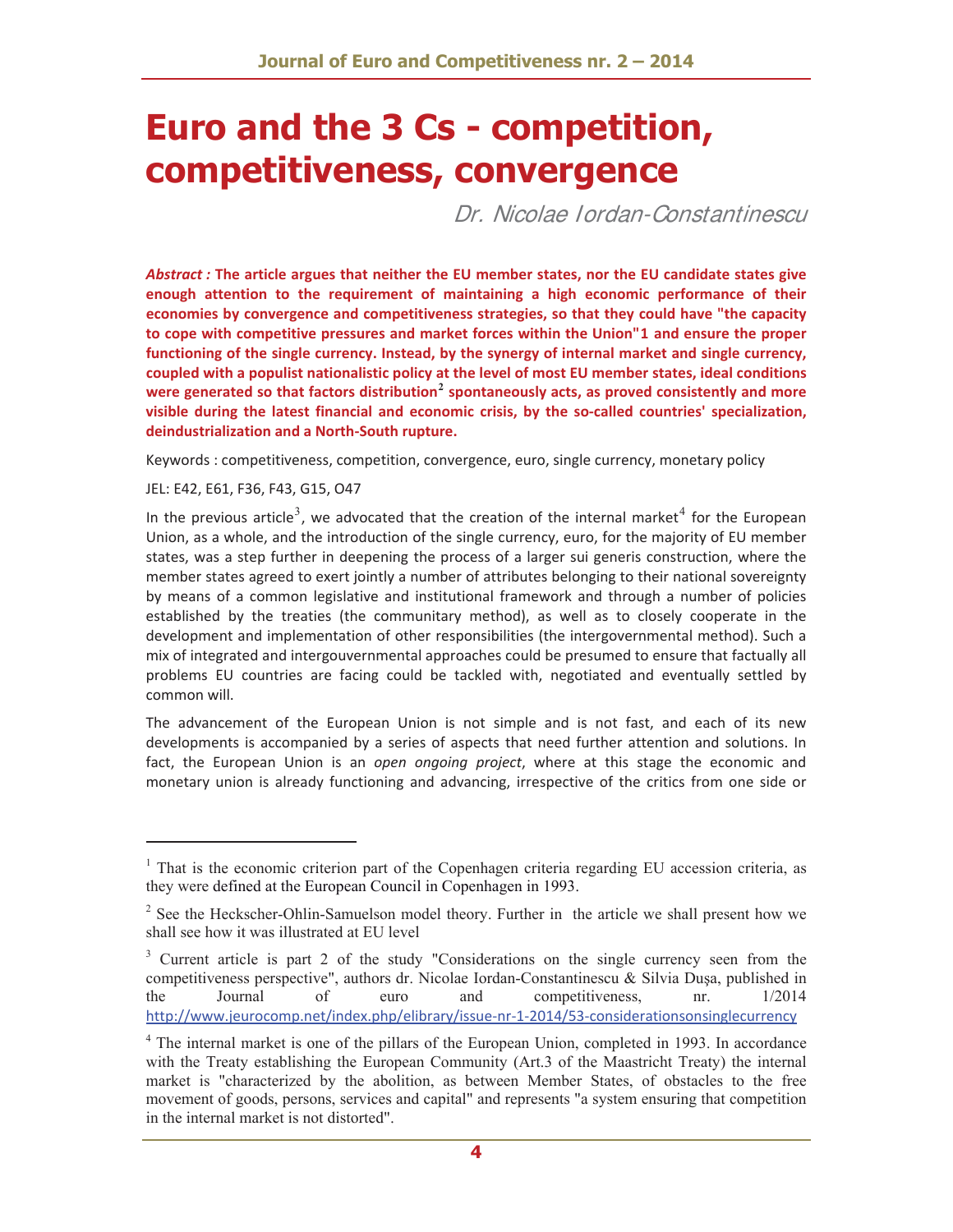# Euro and the 3 Cs - competition, competitiveness, convergence

*Dr. Nicolae Iordan-Constantinescu*

***Abstract :*** **The article argues that neither the EU member states, nor the EU candidate states give enough attention to the requirement of maintaining a high economic performance of their economies by convergence and competitiveness strategies, so that they could have "the capacity to cope with competitive pressures and market forces within the Union"1 and ensure the proper functioning of the single currency. Instead, by the synergy of internal market and single currency, coupled with a populist nationalistic policy at the level of most EU member states, ideal conditions were generated so that factors distribution[2] spontaneously acts, as proved consistently and more visible during the latest financial and economic crisis, by the so-called countries' specialization, deindustrialization and a North-South rupture.**

Keywords : competitiveness, competition, convergence, euro, single currency, monetary policy

JEL: E42, E61, F36, F43, G15, O47

In the previous article[3], we advocated that the creation of the internal market[4] for the European Union, as a whole, and the introduction of the single currency, euro, for the majority of EU member states, was a step further in deepening the process of a larger sui generis construction, where the member states agreed to exert jointly a number of attributes belonging to their national sovereignty by means of a common legislative and institutional framework and through a number of policies established by the treaties (the communitary method), as well as to closely cooperate in the development and implementation of other responsibilities (the intergovernmental method). Such a mix of integrated and intergouvernmental approaches could be presumed to ensure that factually all problems EU countries are facing could be tackled with, negotiated and eventually settled by common will.

The advancement of the European Union is not simple and is not fast, and each of its new developments is accompanied by a series of aspects that need further attention and solutions. In fact, the European Union is an *open ongoing project*, where at this stage the economic and monetary union is already functioning and advancing, irrespective of the critics from one side or

---

[1] That is the economic criterion part of the Copenhagen criteria regarding EU accession criteria, as they were defined at the European Council in Copenhagen in 1993.

[2] See the Heckscher-Ohlin-Samuelson model theory. Further in the article we shall present how we shall see how it was illustrated at EU level

[3] Current article is part 2 of the study "Considerations on the single currency seen from the competitiveness perspective", authors dr. Nicolae Iordan-Constantinescu & Silvia Dușa, published in the Journal of euro and competitiveness, nr. 1/2014 http://www.jeurocomp.net/index.php/elibrary/issue-nr-1-2014/53-considerationsonsinglecurrency

[4] The internal market is one of the pillars of the European Union, completed in 1993. In accordance with the Treaty establishing the European Community (Art.3 of the Maastricht Treaty) the internal market is "characterized by the abolition, as between Member States, of obstacles to the free movement of goods, persons, services and capital" and represents "a system ensuring that competition in the internal market is not distorted".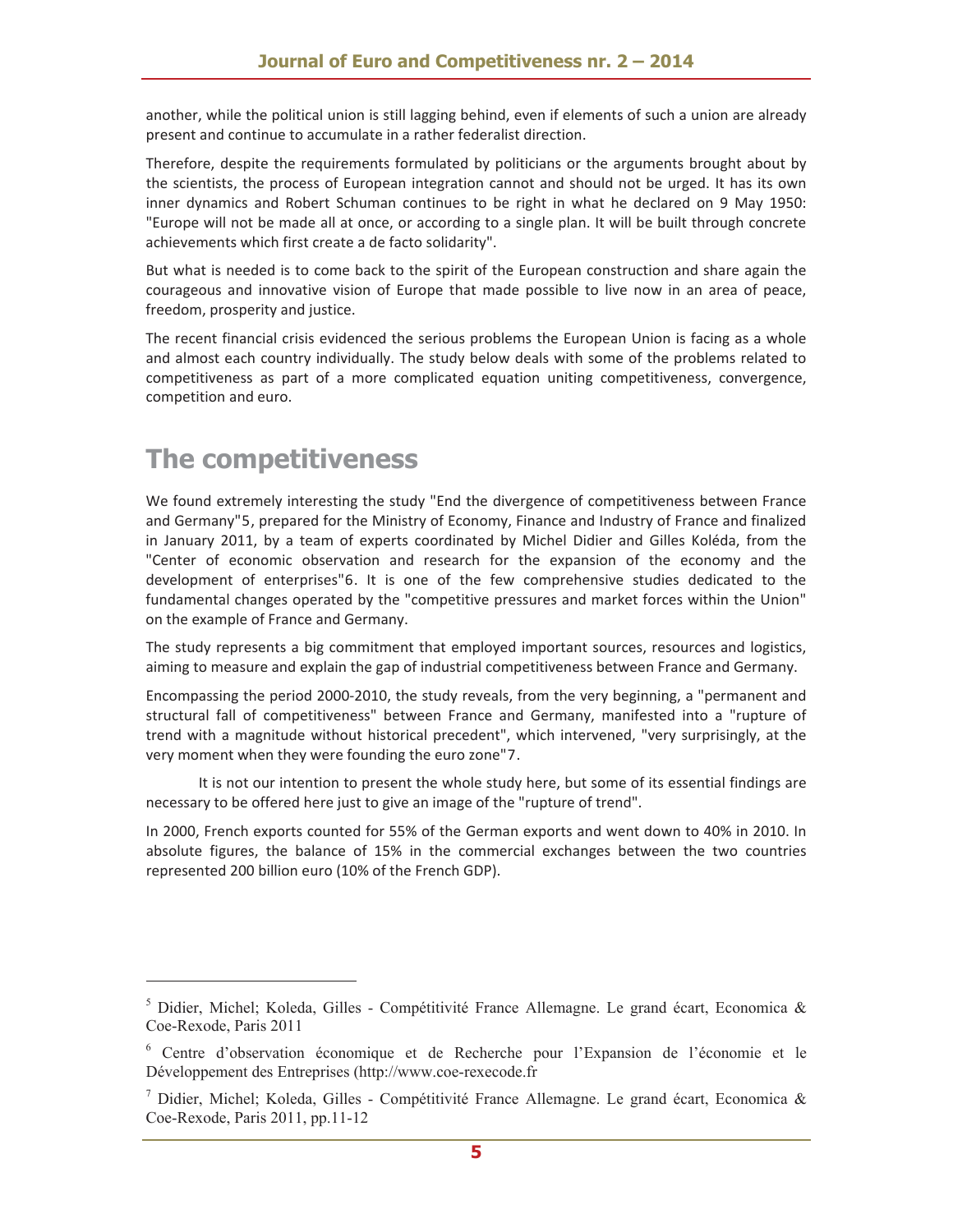another, while the political union is still lagging behind, even if elements of such a union are already present and continue to accumulate in a rather federalist direction.

Therefore, despite the requirements formulated by politicians or the arguments brought about by the scientists, the process of European integration cannot and should not be urged. It has its own inner dynamics and Robert Schuman continues to be right in what he declared on 9 May 1950: "Europe will not be made all at once, or according to a single plan. It will be built through concrete achievements which first create a de facto solidarity".

But what is needed is to come back to the spirit of the European construction and share again the courageous and innovative vision of Europe that made possible to live now in an area of peace, freedom, prosperity and justice.

The recent financial crisis evidenced the serious problems the European Union is facing as a whole and almost each country individually. The study below deals with some of the problems related to competitiveness as part of a more complicated equation uniting competitiveness, convergence, competition and euro.

# The competitiveness

We found extremely interesting the study "End the divergence of competitiveness between France and Germany"5, prepared for the Ministry of Economy, Finance and Industry of France and finalized in January 2011, by a team of experts coordinated by Michel Didier and Gilles Koléda, from the "Center of economic observation and research for the expansion of the economy and the development of enterprises"6. It is one of the few comprehensive studies dedicated to the fundamental changes operated by the "competitive pressures and market forces within the Union" on the example of France and Germany.

The study represents a big commitment that employed important sources, resources and logistics, aiming to measure and explain the gap of industrial competitiveness between France and Germany.

Encompassing the period 2000-2010, the study reveals, from the very beginning, a "permanent and structural fall of competitiveness" between France and Germany, manifested into a "rupture of trend with a magnitude without historical precedent", which intervened, "very surprisingly, at the very moment when they were founding the euro zone"7.

It is not our intention to present the whole study here, but some of its essential findings are necessary to be offered here just to give an image of the "rupture of trend".

In 2000, French exports counted for 55% of the German exports and went down to 40% in 2010. In absolute figures, the balance of 15% in the commercial exchanges between the two countries represented 200 billion euro (10% of the French GDP).

---

[5] Didier, Michel; Koleda, Gilles - Compétitivité France Allemagne. Le grand écart, Economica & Coe-Rexode, Paris 2011

[6] Centre d'observation économique et de Recherche pour l'Expansion de l'économie et le Développement des Entreprises (http://www.coe-rexecode.fr

[7] Didier, Michel; Koleda, Gilles - Compétitivité France Allemagne. Le grand écart, Economica & Coe-Rexode, Paris 2011, pp.11-12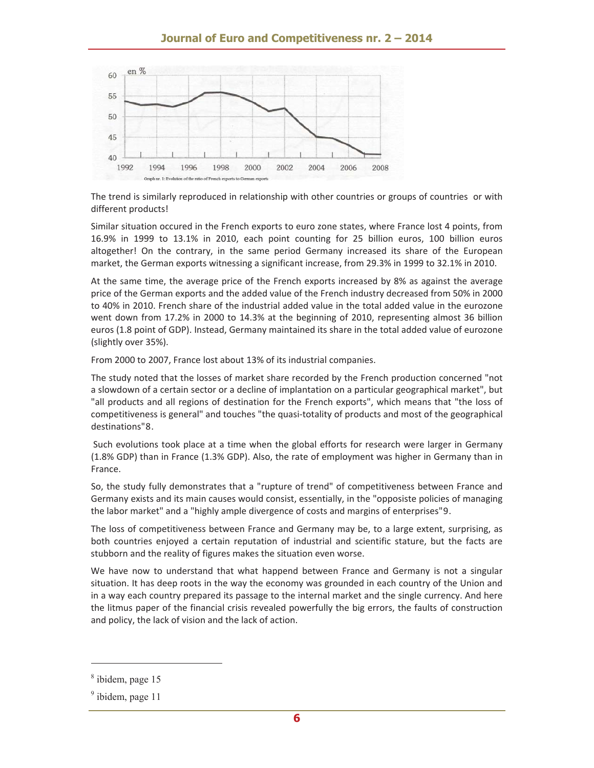Graph nr. 1: Evolution of the ratio of French exports to German exports

The trend is similarly reproduced in relationship with other countries or groups of countries or with different products!

Similar situation occured in the French exports to euro zone states, where France lost 4 points, from 16.9% in 1999 to 13.1% in 2010, each point counting for 25 billion euros, 100 billion euros altogether! On the contrary, in the same period Germany increased its share of the European market, the German exports witnessing a significant increase, from 29.3% in 1999 to 32.1% in 2010.

At the same time, the average price of the French exports increased by 8% as against the average price of the German exports and the added value of the French industry decreased from 50% in 2000 to 40% in 2010. French share of the industrial added value in the total added value in the eurozone went down from 17.2% in 2000 to 14.3% at the beginning of 2010, representing almost 36 billion euros (1.8 point of GDP). Instead, Germany maintained its share in the total added value of eurozone (slightly over 35%).

From 2000 to 2007, France lost about 13% of its industrial companies.

The study noted that the losses of market share recorded by the French production concerned "not a slowdown of a certain sector or a decline of implantation on a particular geographical market", but "all products and all regions of destination for the French exports", which means that "the loss of competitiveness is general" and touches "the quasi-totality of products and most of the geographical destinations"[8].

Such evolutions took place at a time when the global efforts for research were larger in Germany (1.8% GDP) than in France (1.3% GDP). Also, the rate of employment was higher in Germany than in France.

So, the study fully demonstrates that a "rupture of trend" of competitiveness between France and Germany exists and its main causes would consist, essentially, in the "opposiste policies of managing the labor market" and a "highly ample divergence of costs and margins of enterprises"[9].

The loss of competitiveness between France and Germany may be, to a large extent, surprising, as both countries enjoyed a certain reputation of industrial and scientific stature, but the facts are stubborn and the reality of figures makes the situation even worse.

We have now to understand that what happend between France and Germany is not a singular situation. It has deep roots in the way the economy was grounded in each country of the Union and in a way each country prepared its passage to the internal market and the single currency. And here the litmus paper of the financial crisis revealed powerfully the big errors, the faults of construction and policy, the lack of vision and the lack of action.

---

[8] ibidem, page 15

[9] ibidem, page 11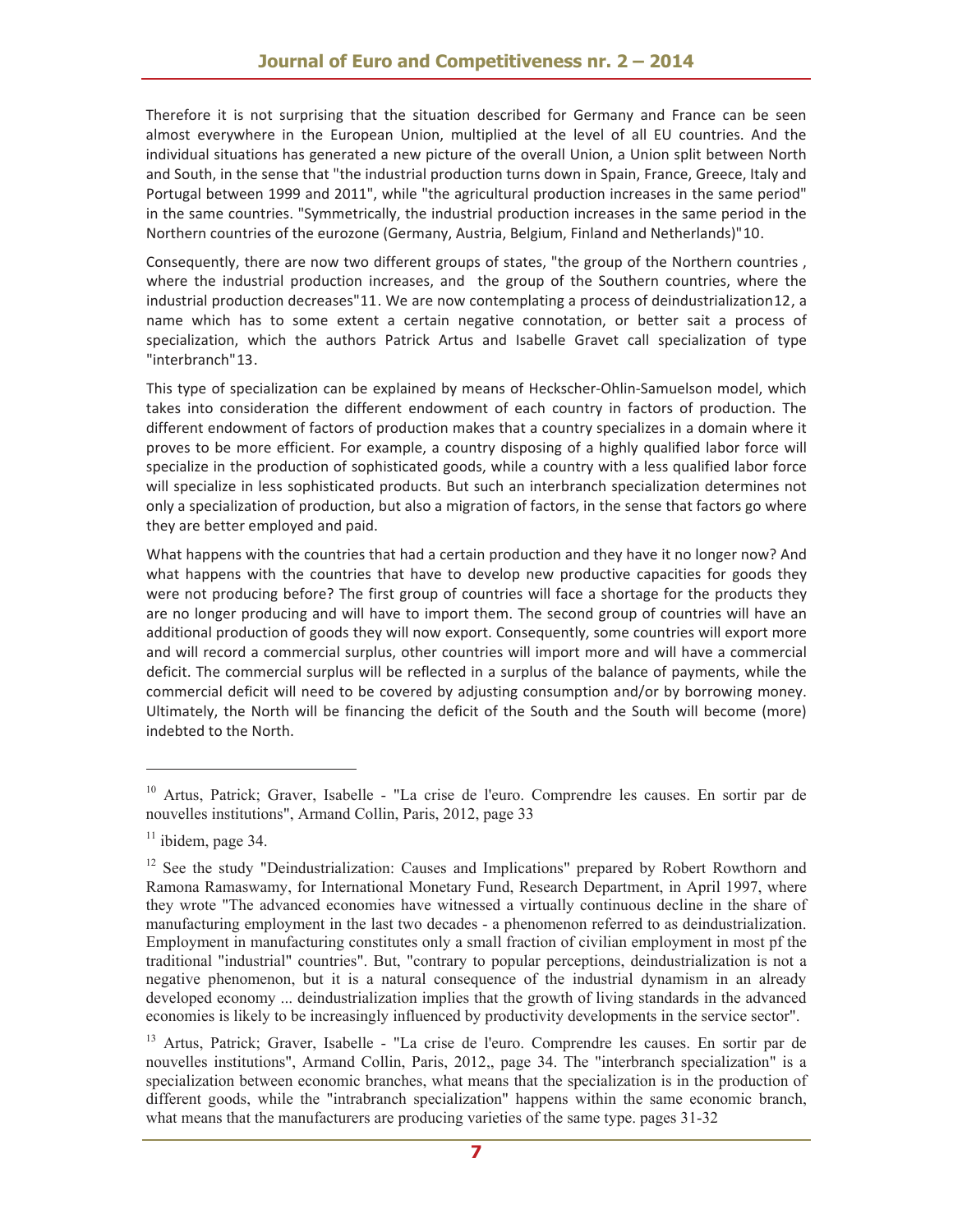Therefore it is not surprising that the situation described for Germany and France can be seen almost everywhere in the European Union, multiplied at the level of all EU countries. And the individual situations has generated a new picture of the overall Union, a Union split between North and South, in the sense that "the industrial production turns down in Spain, France, Greece, Italy and Portugal between 1999 and 2011", while "the agricultural production increases in the same period" in the same countries. "Symmetrically, the industrial production increases in the same period in the Northern countries of the eurozone (Germany, Austria, Belgium, Finland and Netherlands)"[10].

Consequently, there are now two different groups of states, "the group of the Northern countries , where the industrial production increases, and the group of the Southern countries, where the industrial production decreases"[11]. We are now contemplating a process of deindustrialization[12], a name which has to some extent a certain negative connotation, or better sait a process of specialization, which the authors Patrick Artus and Isabelle Gravet call specialization of type "interbranch"[13].

This type of specialization can be explained by means of Heckscher-Ohlin-Samuelson model, which takes into consideration the different endowment of each country in factors of production. The different endowment of factors of production makes that a country specializes in a domain where it proves to be more efficient. For example, a country disposing of a highly qualified labor force will specialize in the production of sophisticated goods, while a country with a less qualified labor force will specialize in less sophisticated products. But such an interbranch specialization determines not only a specialization of production, but also a migration of factors, in the sense that factors go where they are better employed and paid.

What happens with the countries that had a certain production and they have it no longer now? And what happens with the countries that have to develop new productive capacities for goods they were not producing before? The first group of countries will face a shortage for the products they are no longer producing and will have to import them. The second group of countries will have an additional production of goods they will now export. Consequently, some countries will export more and will record a commercial surplus, other countries will import more and will have a commercial deficit. The commercial surplus will be reflected in a surplus of the balance of payments, while the commercial deficit will need to be covered by adjusting consumption and/or by borrowing money. Ultimately, the North will be financing the deficit of the South and the South will become (more) indebted to the North.

---

[10] Artus, Patrick; Graver, Isabelle - "La crise de l'euro. Comprendre les causes. En sortir par de nouvelles institutions", Armand Collin, Paris, 2012, page 33

[11] ibidem, page 34.

[12] See the study "Deindustrialization: Causes and Implications" prepared by Robert Rowthorn and Ramona Ramaswamy, for International Monetary Fund, Research Department, in April 1997, where they wrote "The advanced economies have witnessed a virtually continuous decline in the share of manufacturing employment in the last two decades - a phenomenon referred to as deindustrialization. Employment in manufacturing constitutes only a small fraction of civilian employment in most pf the traditional "industrial" countries". But, "contrary to popular perceptions, deindustrialization is not a negative phenomenon, but it is a natural consequence of the industrial dynamism in an already developed economy ... deindustrialization implies that the growth of living standards in the advanced economies is likely to be increasingly influenced by productivity developments in the service sector".

[13] Artus, Patrick; Graver, Isabelle - "La crise de l'euro. Comprendre les causes. En sortir par de nouvelles institutions", Armand Collin, Paris, 2012,, page 34. The "interbranch specialization" is a specialization between economic branches, what means that the specialization is in the production of different goods, while the "intrabranch specialization" happens within the same economic branch, what means that the manufacturers are producing varieties of the same type. pages 31-32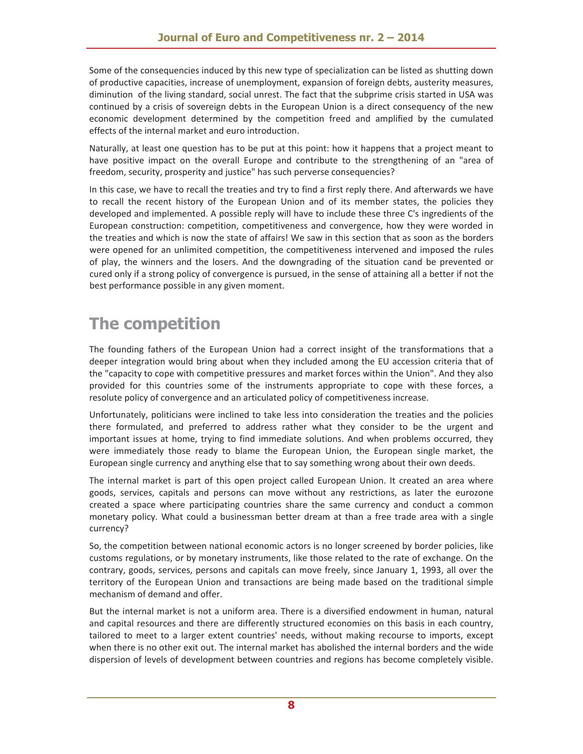Some of the consequencies induced by this new type of specialization can be listed as shutting down of productive capacities, increase of unemployment, expansion of foreign debts, austerity measures, diminution of the living standard, social unrest. The fact that the subprime crisis started in USA was continued by a crisis of sovereign debts in the European Union is a direct consequency of the new economic development determined by the competition freed and amplified by the cumulated effects of the internal market and euro introduction.

Naturally, at least one question has to be put at this point: how it happens that a project meant to have positive impact on the overall Europe and contribute to the strengthening of an "area of freedom, security, prosperity and justice" has such perverse consequencies?

In this case, we have to recall the treaties and try to find a first reply there. And afterwards we have to recall the recent history of the European Union and of its member states, the policies they developed and implemented. A possible reply will have to include these three C's ingredients of the European construction: competition, competitiveness and convergence, how they were worded in the treaties and which is now the state of affairs! We saw in this section that as soon as the borders were opened for an unlimited competition, the competitiveness intervened and imposed the rules of play, the winners and the losers. And the downgrading of the situation cand be prevented or cured only if a strong policy of convergence is pursued, in the sense of attaining all a better if not the best performance possible in any given moment.

# The competition

The founding fathers of the European Union had a correct insight of the transformations that a deeper integration would bring about when they included among the EU accession criteria that of the "capacity to cope with competitive pressures and market forces within the Union". And they also provided for this countries some of the instruments appropriate to cope with these forces, a resolute policy of convergence and an articulated policy of competitiveness increase.

Unfortunately, politicians were inclined to take less into consideration the treaties and the policies there formulated, and preferred to address rather what they consider to be the urgent and important issues at home, trying to find immediate solutions. And when problems occurred, they were immediately those ready to blame the European Union, the European single market, the European single currency and anything else that to say something wrong about their own deeds.

The internal market is part of this open project called European Union. It created an area where goods, services, capitals and persons can move without any restrictions, as later the eurozone created a space where participating countries share the same currency and conduct a common monetary policy. What could a businessman better dream at than a free trade area with a single currency?

So, the competition between national economic actors is no longer screened by border policies, like customs regulations, or by monetary instruments, like those related to the rate of exchange. On the contrary, goods, services, persons and capitals can move freely, since January 1, 1993, all over the territory of the European Union and transactions are being made based on the traditional simple mechanism of demand and offer.

But the internal market is not a uniform area. There is a diversified endowment in human, natural and capital resources and there are differently structured economies on this basis in each country, tailored to meet to a larger extent countries' needs, without making recourse to imports, except when there is no other exit out. The internal market has abolished the internal borders and the wide dispersion of levels of development between countries and regions has become completely visible.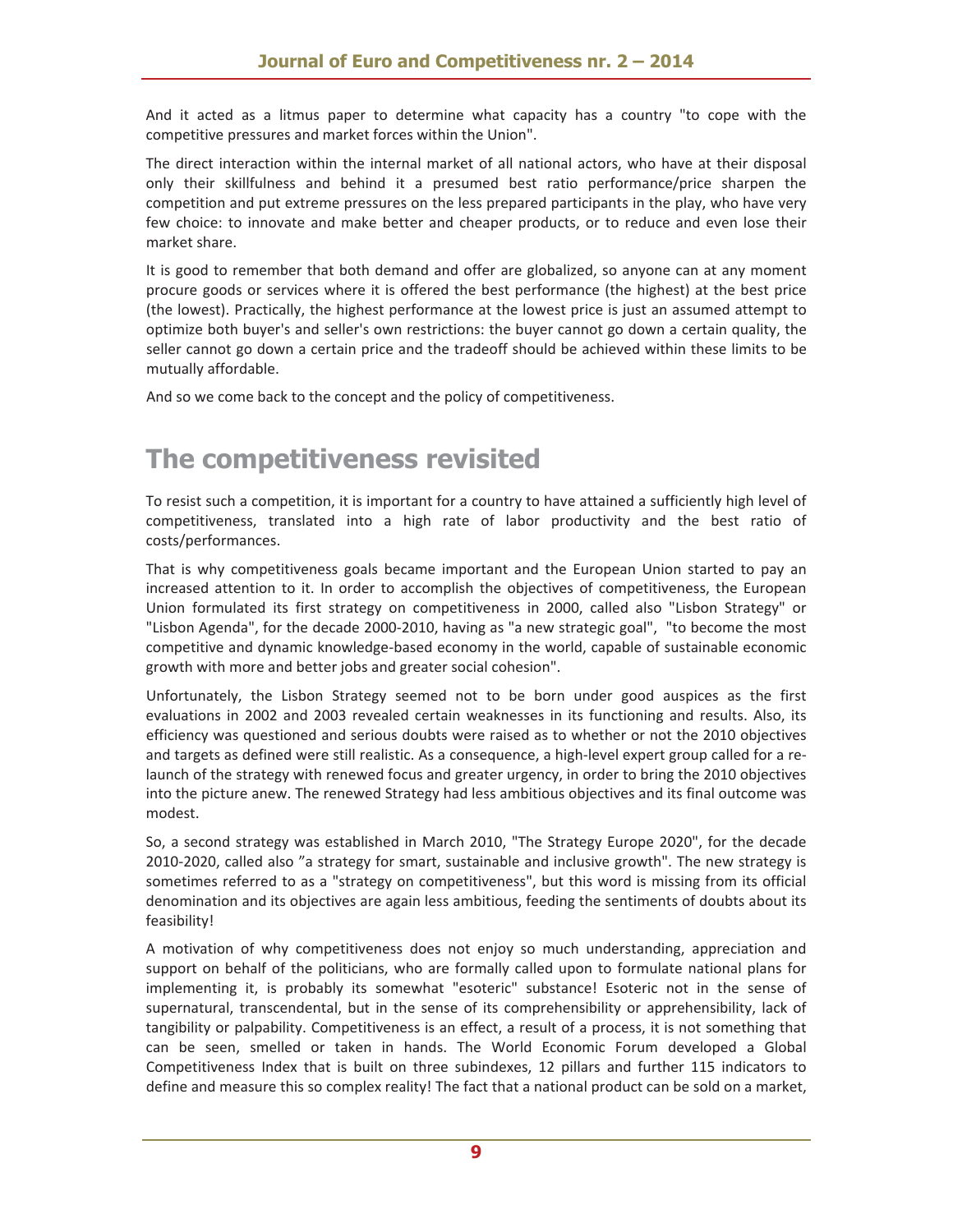And it acted as a litmus paper to determine what capacity has a country "to cope with the competitive pressures and market forces within the Union".

The direct interaction within the internal market of all national actors, who have at their disposal only their skillfulness and behind it a presumed best ratio performance/price sharpen the competition and put extreme pressures on the less prepared participants in the play, who have very few choice: to innovate and make better and cheaper products, or to reduce and even lose their market share.

It is good to remember that both demand and offer are globalized, so anyone can at any moment procure goods or services where it is offered the best performance (the highest) at the best price (the lowest). Practically, the highest performance at the lowest price is just an assumed attempt to optimize both buyer's and seller's own restrictions: the buyer cannot go down a certain quality, the seller cannot go down a certain price and the tradeoff should be achieved within these limits to be mutually affordable.

And so we come back to the concept and the policy of competitiveness.

# The competitiveness revisited

To resist such a competition, it is important for a country to have attained a sufficiently high level of competitiveness, translated into a high rate of labor productivity and the best ratio of costs/performances.

That is why competitiveness goals became important and the European Union started to pay an increased attention to it. In order to accomplish the objectives of competitiveness, the European Union formulated its first strategy on competitiveness in 2000, called also "Lisbon Strategy" or "Lisbon Agenda", for the decade 2000-2010, having as "a new strategic goal", "to become the most competitive and dynamic knowledge-based economy in the world, capable of sustainable economic growth with more and better jobs and greater social cohesion".

Unfortunately, the Lisbon Strategy seemed not to be born under good auspices as the first evaluations in 2002 and 2003 revealed certain weaknesses in its functioning and results. Also, its efficiency was questioned and serious doubts were raised as to whether or not the 2010 objectives and targets as defined were still realistic. As a consequence, a high-level expert group called for a re-launch of the strategy with renewed focus and greater urgency, in order to bring the 2010 objectives into the picture anew. The renewed Strategy had less ambitious objectives and its final outcome was modest.

So, a second strategy was established in March 2010, "The Strategy Europe 2020", for the decade 2010-2020, called also "a strategy for smart, sustainable and inclusive growth". The new strategy is sometimes referred to as a "strategy on competitiveness", but this word is missing from its official denomination and its objectives are again less ambitious, feeding the sentiments of doubts about its feasibility!

A motivation of why competitiveness does not enjoy so much understanding, appreciation and support on behalf of the politicians, who are formally called upon to formulate national plans for implementing it, is probably its somewhat "esoteric" substance! Esoteric not in the sense of supernatural, transcendental, but in the sense of its comprehensibility or apprehensibility, lack of tangibility or palpability. Competitiveness is an effect, a result of a process, it is not something that can be seen, smelled or taken in hands. The World Economic Forum developed a Global Competitiveness Index that is built on three subindexes, 12 pillars and further 115 indicators to define and measure this so complex reality! The fact that a national product can be sold on a market,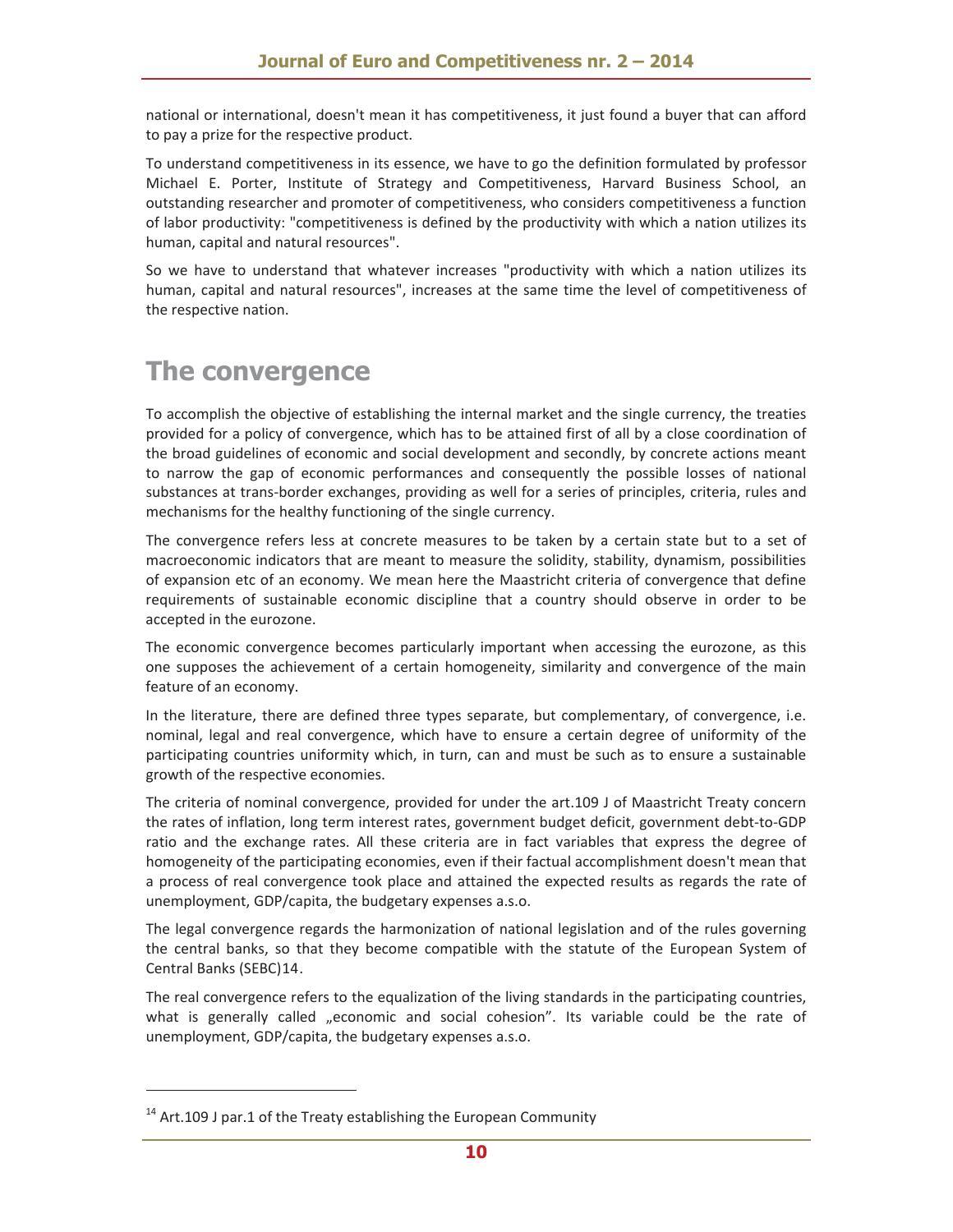national or international, doesn't mean it has competitiveness, it just found a buyer that can afford to pay a prize for the respective product.

To understand competitiveness in its essence, we have to go the definition formulated by professor Michael E. Porter, Institute of Strategy and Competitiveness, Harvard Business School, an outstanding researcher and promoter of competitiveness, who considers competitiveness a function of labor productivity: "competitiveness is defined by the productivity with which a nation utilizes its human, capital and natural resources".

So we have to understand that whatever increases "productivity with which a nation utilizes its human, capital and natural resources", increases at the same time the level of competitiveness of the respective nation.

# The convergence

To accomplish the objective of establishing the internal market and the single currency, the treaties provided for a policy of convergence, which has to be attained first of all by a close coordination of the broad guidelines of economic and social development and secondly, by concrete actions meant to narrow the gap of economic performances and consequently the possible losses of national substances at trans-border exchanges, providing as well for a series of principles, criteria, rules and mechanisms for the healthy functioning of the single currency.

The convergence refers less at concrete measures to be taken by a certain state but to a set of macroeconomic indicators that are meant to measure the solidity, stability, dynamism, possibilities of expansion etc of an economy. We mean here the Maastricht criteria of convergence that define requirements of sustainable economic discipline that a country should observe in order to be accepted in the eurozone.

The economic convergence becomes particularly important when accessing the eurozone, as this one supposes the achievement of a certain homogeneity, similarity and convergence of the main feature of an economy.

In the literature, there are defined three types separate, but complementary, of convergence, i.e. nominal, legal and real convergence, which have to ensure a certain degree of uniformity of the participating countries uniformity which, in turn, can and must be such as to ensure a sustainable growth of the respective economies.

The criteria of nominal convergence, provided for under the art.109 J of Maastricht Treaty concern the rates of inflation, long term interest rates, government budget deficit, government debt-to-GDP ratio and the exchange rates. All these criteria are in fact variables that express the degree of homogeneity of the participating economies, even if their factual accomplishment doesn't mean that a process of real convergence took place and attained the expected results as regards the rate of unemployment, GDP/capita, the budgetary expenses a.s.o.

The legal convergence regards the harmonization of national legislation and of the rules governing the central banks, so that they become compatible with the statute of the European System of Central Banks (SEBC)14.

The real convergence refers to the equalization of the living standards in the participating countries, what is generally called „economic and social cohesion". Its variable could be the rate of unemployment, GDP/capita, the budgetary expenses a.s.o.

---

[14] Art.109 J par.1 of the Treaty establishing the European Community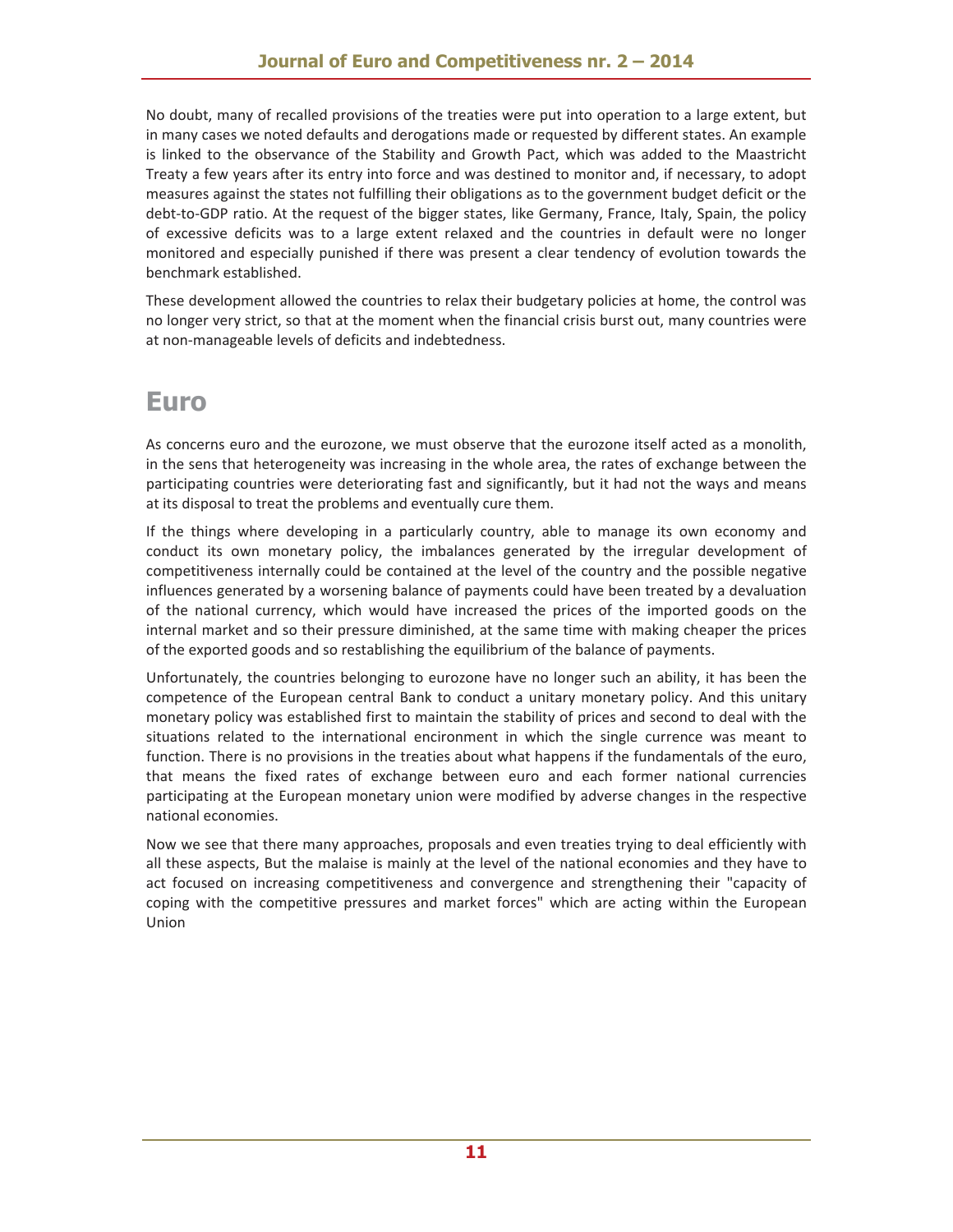No doubt, many of recalled provisions of the treaties were put into operation to a large extent, but in many cases we noted defaults and derogations made or requested by different states. An example is linked to the observance of the Stability and Growth Pact, which was added to the Maastricht Treaty a few years after its entry into force and was destined to monitor and, if necessary, to adopt measures against the states not fulfilling their obligations as to the government budget deficit or the debt-to-GDP ratio. At the request of the bigger states, like Germany, France, Italy, Spain, the policy of excessive deficits was to a large extent relaxed and the countries in default were no longer monitored and especially punished if there was present a clear tendency of evolution towards the benchmark established.

These development allowed the countries to relax their budgetary policies at home, the control was no longer very strict, so that at the moment when the financial crisis burst out, many countries were at non-manageable levels of deficits and indebtedness.

# Euro

As concerns euro and the eurozone, we must observe that the eurozone itself acted as a monolith, in the sens that heterogeneity was increasing in the whole area, the rates of exchange between the participating countries were deteriorating fast and significantly, but it had not the ways and means at its disposal to treat the problems and eventually cure them.

If the things where developing in a particularly country, able to manage its own economy and conduct its own monetary policy, the imbalances generated by the irregular development of competitiveness internally could be contained at the level of the country and the possible negative influences generated by a worsening balance of payments could have been treated by a devaluation of the national currency, which would have increased the prices of the imported goods on the internal market and so their pressure diminished, at the same time with making cheaper the prices of the exported goods and so restablishing the equilibrium of the balance of payments.

Unfortunately, the countries belonging to eurozone have no longer such an ability, it has been the competence of the European central Bank to conduct a unitary monetary policy. And this unitary monetary policy was established first to maintain the stability of prices and second to deal with the situations related to the international encironment in which the single currence was meant to function. There is no provisions in the treaties about what happens if the fundamentals of the euro, that means the fixed rates of exchange between euro and each former national currencies participating at the European monetary union were modified by adverse changes in the respective national economies.

Now we see that there many approaches, proposals and even treaties trying to deal efficiently with all these aspects, But the malaise is mainly at the level of the national economies and they have to act focused on increasing competitiveness and convergence and strengthening their "capacity of coping with the competitive pressures and market forces" which are acting within the European Union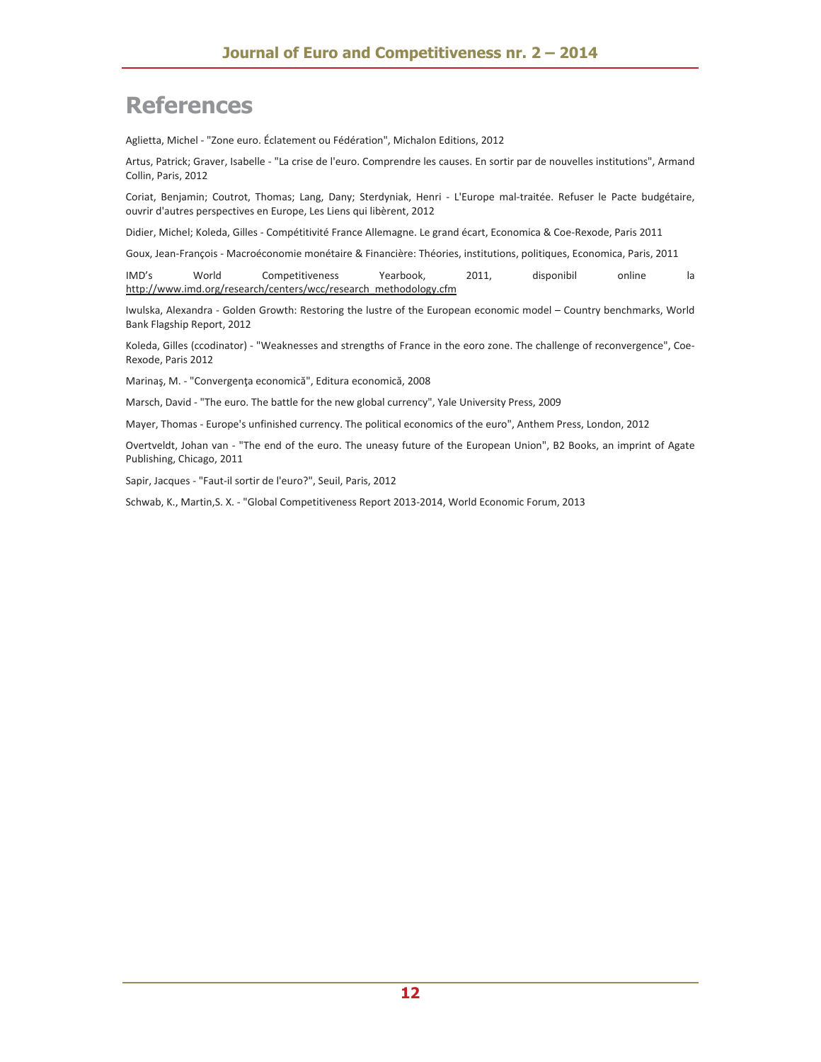# References

Aglietta, Michel - "Zone euro. Éclatement ou Fédération", Michalon Editions, 2012

Artus, Patrick; Graver, Isabelle - "La crise de l'euro. Comprendre les causes. En sortir par de nouvelles institutions", Armand Collin, Paris, 2012

Coriat, Benjamin; Coutrot, Thomas; Lang, Dany; Sterdyniak, Henri - L'Europe mal-traitée. Refuser le Pacte budgétaire, ouvrir d'autres perspectives en Europe, Les Liens qui libèrent, 2012

Didier, Michel; Koleda, Gilles - Compétitivité France Allemagne. Le grand écart, Economica & Coe-Rexode, Paris 2011

Goux, Jean-François - Macroéconomie monétaire & Financière: Théories, institutions, politiques, Economica, Paris, 2011

IMD's World Competitiveness Yearbook, 2011, disponibil online la http://www.imd.org/research/centers/wcc/research_methodology.cfm

Iwulska, Alexandra - Golden Growth: Restoring the lustre of the European economic model – Country benchmarks, World Bank Flagship Report, 2012

Koleda, Gilles (ccodinator) - "Weaknesses and strengths of France in the eoro zone. The challenge of reconvergence", Coe-Rexode, Paris 2012

Marinaş, M. - "Convergenţa economică", Editura economică, 2008

Marsch, David - "The euro. The battle for the new global currency", Yale University Press, 2009

Mayer, Thomas - Europe's unfinished currency. The political economics of the euro", Anthem Press, London, 2012

Overtveldt, Johan van - "The end of the euro. The uneasy future of the European Union", B2 Books, an imprint of Agate Publishing, Chicago, 2011

Sapir, Jacques - "Faut-il sortir de l'euro?", Seuil, Paris, 2012

Schwab, K., Martin,S. X. - "Global Competitiveness Report 2013-2014, World Economic Forum, 2013